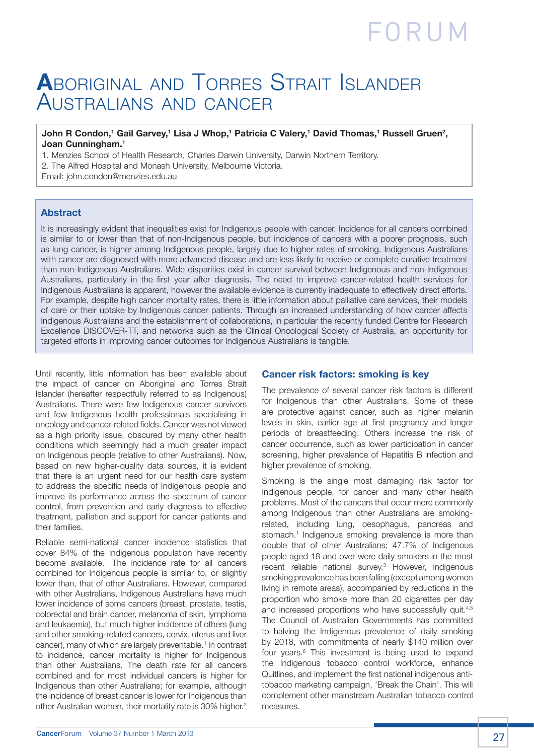FORUM

# Aboriginal and Torres Strait Islander Australians and cancer

**John R Condon,[1] Gail Garvey,[1] Lisa J Whop,[1] Patricia C Valery,[1] David Thomas,[1] Russell Gruen[2], Joan Cunningham.[1]**

1. Menzies School of Health Research, Charles Darwin University, Darwin Northern Territory.
2. The Alfred Hospital and Monash University, Melbourne Victoria.

Email: john.condon@menzies.edu.au

## Abstract

It is increasingly evident that inequalities exist for Indigenous people with cancer. Incidence for all cancers combined is similar to or lower than that of non-Indigenous people, but incidence of cancers with a poorer prognosis, such as lung cancer, is higher among Indigenous people, largely due to higher rates of smoking. Indigenous Australians with cancer are diagnosed with more advanced disease and are less likely to receive or complete curative treatment than non-Indigenous Australians. Wide disparities exist in cancer survival between Indigenous and non-Indigenous Australians, particularly in the first year after diagnosis. The need to improve cancer-related health services for Indigenous Australians is apparent, however the available evidence is currently inadequate to effectively direct efforts. For example, despite high cancer mortality rates, there is little information about palliative care services, their models of care or their uptake by Indigenous cancer patients. Through an increased understanding of how cancer affects Indigenous Australians and the establishment of collaborations, in particular the recently funded Centre for Research Excellence DISCOVER-TT, and networks such as the Clinical Oncological Society of Australia, an opportunity for targeted efforts in improving cancer outcomes for Indigenous Australians is tangible.

Until recently, little information has been available about the impact of cancer on Aboriginal and Torres Strait Islander (hereafter respectfully referred to as Indigenous) Australians. There were few Indigenous cancer survivors and few Indigenous health professionals specialising in oncology and cancer-related fields. Cancer was not viewed as a high priority issue, obscured by many other health conditions which seemingly had a much greater impact on Indigenous people (relative to other Australians). Now, based on new higher-quality data sources, it is evident that there is an urgent need for our health care system to address the specific needs of Indigenous people and improve its performance across the spectrum of cancer control, from prevention and early diagnosis to effective treatment, palliation and support for cancer patients and their families.

Reliable semi-national cancer incidence statistics that cover 84% of the Indigenous population have recently become available.[1] The incidence rate for all cancers combined for Indigenous people is similar to, or slightly lower than, that of other Australians. However, compared with other Australians, Indigenous Australians have much lower incidence of some cancers (breast, prostate, testis, colorectal and brain cancer, melanoma of skin, lymphoma and leukaemia), but much higher incidence of others (lung and other smoking-related cancers, cervix, uterus and liver cancer), many of which are largely preventable.[1] In contrast to incidence, cancer mortality is higher for Indigenous than other Australians. The death rate for all cancers combined and for most individual cancers is higher for Indigenous than other Australians; for example, although the incidence of breast cancer is lower for Indigenous than other Australian women, their mortality rate is 30% higher.[2]

## Cancer risk factors: smoking is key

The prevalence of several cancer risk factors is different for Indigenous than other Australians. Some of these are protective against cancer, such as higher melanin levels in skin, earlier age at first pregnancy and longer periods of breastfeeding. Others increase the risk of cancer occurrence, such as lower participation in cancer screening, higher prevalence of Hepatitis B infection and higher prevalence of smoking.

Smoking is the single most damaging risk factor for Indigenous people, for cancer and many other health problems. Most of the cancers that occur more commonly among Indigenous than other Australians are smoking-related, including lung, oesophagus, pancreas and stomach.[1] Indigenous smoking prevalence is more than double that of other Australians; 47.7% of Indigenous people aged 18 and over were daily smokers in the most recent reliable national survey.[3] However, indigenous smoking prevalence has been falling (except among women living in remote areas), accompanied by reductions in the proportion who smoke more than 20 cigarettes per day and increased proportions who have successfully quit.[4,5] The Council of Australian Governments has committed to halving the Indigenous prevalence of daily smoking by 2018, with commitments of nearly $140 million over four years.[6] This investment is being used to expand the Indigenous tobacco control workforce, enhance Quitlines, and implement the first national indigenous anti-tobacco marketing campaign, 'Break the Chain'. This will complement other mainstream Australian tobacco control measures.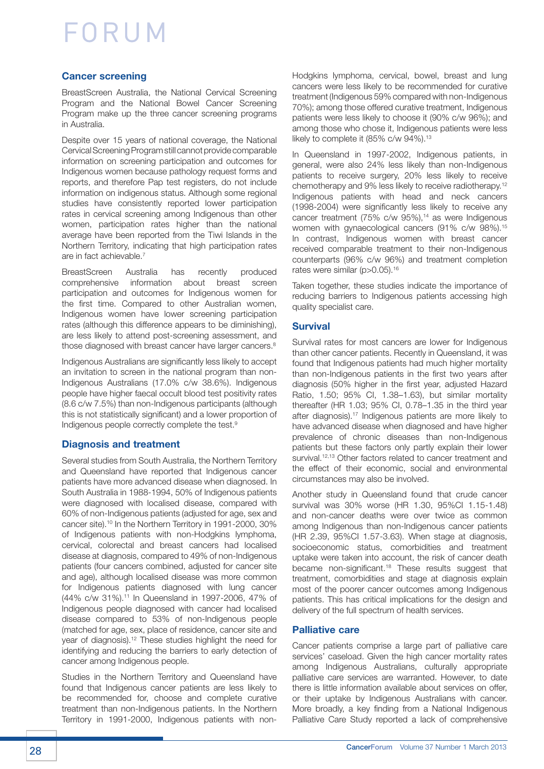## Cancer screening

BreastScreen Australia, the National Cervical Screening Program and the National Bowel Cancer Screening Program make up the three cancer screening programs in Australia.

Despite over 15 years of national coverage, the National Cervical Screening Program still cannot provide comparable information on screening participation and outcomes for Indigenous women because pathology request forms and reports, and therefore Pap test registers, do not include information on indigenous status. Although some regional studies have consistently reported lower participation rates in cervical screening among Indigenous than other women, participation rates higher than the national average have been reported from the Tiwi Islands in the Northern Territory, indicating that high participation rates are in fact achievable.[7]

BreastScreen Australia has recently produced comprehensive information about breast screen participation and outcomes for Indigenous women for the first time. Compared to other Australian women, Indigenous women have lower screening participation rates (although this difference appears to be diminishing), are less likely to attend post-screening assessment, and those diagnosed with breast cancer have larger cancers.[8]

Indigenous Australians are significantly less likely to accept an invitation to screen in the national program than non-Indigenous Australians (17.0% c/w 38.6%). Indigenous people have higher faecal occult blood test positivity rates (8.6 c/w 7.5%) than non-Indigenous participants (although this is not statistically significant) and a lower proportion of Indigenous people correctly complete the test.[9]

## Diagnosis and treatment

Several studies from South Australia, the Northern Territory and Queensland have reported that Indigenous cancer patients have more advanced disease when diagnosed. In South Australia in 1988-1994, 50% of Indigenous patients were diagnosed with localised disease, compared with 60% of non-Indigenous patients (adjusted for age, sex and cancer site).[10] In the Northern Territory in 1991-2000, 30% of Indigenous patients with non-Hodgkins lymphoma, cervical, colorectal and breast cancers had localised disease at diagnosis, compared to 49% of non-Indigenous patients (four cancers combined, adjusted for cancer site and age), although localised disease was more common for Indigenous patients diagnosed with lung cancer (44% c/w 31%).[11] In Queensland in 1997-2006, 47% of Indigenous people diagnosed with cancer had localised disease compared to 53% of non-Indigenous people (matched for age, sex, place of residence, cancer site and year of diagnosis).[12] These studies highlight the need for identifying and reducing the barriers to early detection of cancer among Indigenous people.

Studies in the Northern Territory and Queensland have found that Indigenous cancer patients are less likely to be recommended for, choose and complete curative treatment than non-Indigenous patients. In the Northern Territory in 1991-2000, Indigenous patients with non-Hodgkins lymphoma, cervical, bowel, breast and lung cancers were less likely to be recommended for curative treatment (Indigenous 59% compared with non-Indigenous 70%); among those offered curative treatment, Indigenous patients were less likely to choose it (90% c/w 96%); and among those who chose it, Indigenous patients were less likely to complete it (85% c/w 94%).[13]

In Queensland in 1997-2002, Indigenous patients, in general, were also 24% less likely than non-Indigenous patients to receive surgery, 20% less likely to receive chemotherapy and 9% less likely to receive radiotherapy.[12] Indigenous patients with head and neck cancers (1998-2004) were significantly less likely to receive any cancer treatment (75% c/w 95%),[14] as were Indigenous women with gynaecological cancers (91% c/w 98%).[15] In contrast, Indigenous women with breast cancer received comparable treatment to their non-Indigenous counterparts (96% c/w 96%) and treatment completion rates were similar ($p>0.05$).[16]

Taken together, these studies indicate the importance of reducing barriers to Indigenous patients accessing high quality specialist care.

## Survival

Survival rates for most cancers are lower for Indigenous than other cancer patients. Recently in Queensland, it was found that Indigenous patients had much higher mortality than non-Indigenous patients in the first two years after diagnosis (50% higher in the first year, adjusted Hazard Ratio, 1.50; 95% CI, 1.38–1.63), but similar mortality thereafter (HR 1.03; 95% CI, 0.78–1.35 in the third year after diagnosis).[17] Indigenous patients are more likely to have advanced disease when diagnosed and have higher prevalence of chronic diseases than non-Indigenous patients but these factors only partly explain their lower survival.[12,13] Other factors related to cancer treatment and the effect of their economic, social and environmental circumstances may also be involved.

Another study in Queensland found that crude cancer survival was 30% worse (HR 1.30, 95%CI 1.15-1.48) and non-cancer deaths were over twice as common among Indigenous than non-Indigenous cancer patients (HR 2.39, 95%CI 1.57-3.63). When stage at diagnosis, socioeconomic status, comorbidities and treatment uptake were taken into account, the risk of cancer death became non-significant.[18] These results suggest that treatment, comorbidities and stage at diagnosis explain most of the poorer cancer outcomes among Indigenous patients. This has critical implications for the design and delivery of the full spectrum of health services.

## Palliative care

Cancer patients comprise a large part of palliative care services' caseload. Given the high cancer mortality rates among Indigenous Australians, culturally appropriate palliative care services are warranted. However, to date there is little information available about services on offer, or their uptake by Indigenous Australians with cancer. More broadly, a key finding from a National Indigenous Palliative Care Study reported a lack of comprehensive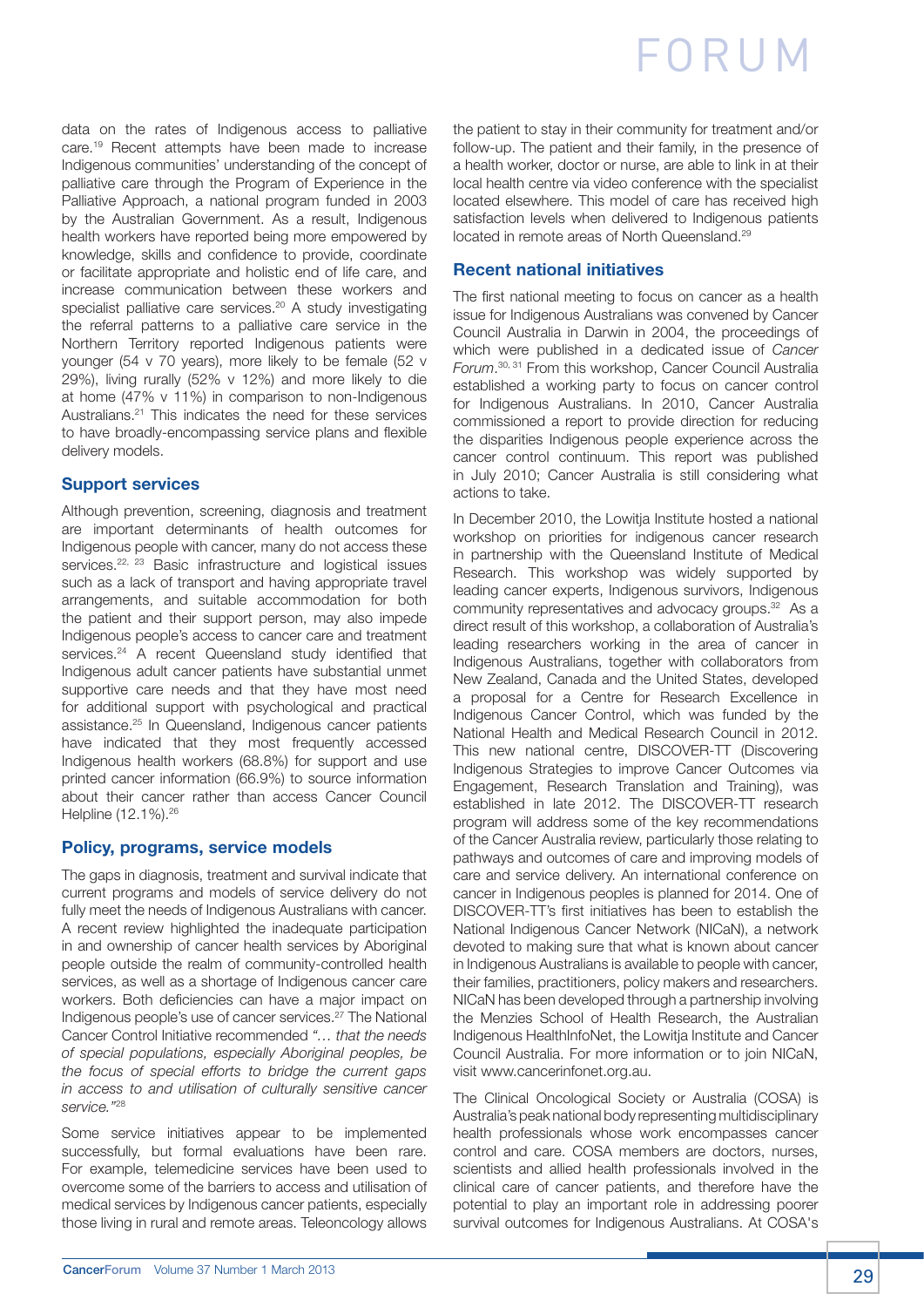data on the rates of Indigenous access to palliative care.[19] Recent attempts have been made to increase Indigenous communities' understanding of the concept of palliative care through the Program of Experience in the Palliative Approach, a national program funded in 2003 by the Australian Government. As a result, Indigenous health workers have reported being more empowered by knowledge, skills and confidence to provide, coordinate or facilitate appropriate and holistic end of life care, and increase communication between these workers and specialist palliative care services.[20] A study investigating the referral patterns to a palliative care service in the Northern Territory reported Indigenous patients were younger (54 v 70 years), more likely to be female (52 v 29%), living rurally (52% v 12%) and more likely to die at home (47% v 11%) in comparison to non-Indigenous Australians.[21] This indicates the need for these services to have broadly-encompassing service plans and flexible delivery models.

## Support services

Although prevention, screening, diagnosis and treatment are important determinants of health outcomes for Indigenous people with cancer, many do not access these services.[22, 23] Basic infrastructure and logistical issues such as a lack of transport and having appropriate travel arrangements, and suitable accommodation for both the patient and their support person, may also impede Indigenous people's access to cancer care and treatment services.[24] A recent Queensland study identified that Indigenous adult cancer patients have substantial unmet supportive care needs and that they have most need for additional support with psychological and practical assistance.[25] In Queensland, Indigenous cancer patients have indicated that they most frequently accessed Indigenous health workers (68.8%) for support and use printed cancer information (66.9%) to source information about their cancer rather than access Cancer Council Helpline (12.1%).[26]

## Policy, programs, service models

The gaps in diagnosis, treatment and survival indicate that current programs and models of service delivery do not fully meet the needs of Indigenous Australians with cancer. A recent review highlighted the inadequate participation in and ownership of cancer health services by Aboriginal people outside the realm of community-controlled health services, as well as a shortage of Indigenous cancer care workers. Both deficiencies can have a major impact on Indigenous people's use of cancer services.[27] The National Cancer Control Initiative recommended *"… that the needs of special populations, especially Aboriginal peoples, be the focus of special efforts to bridge the current gaps in access to and utilisation of culturally sensitive cancer service."*[28]

Some service initiatives appear to be implemented successfully, but formal evaluations have been rare. For example, telemedicine services have been used to overcome some of the barriers to access and utilisation of medical services by Indigenous cancer patients, especially those living in rural and remote areas. Teleoncology allows the patient to stay in their community for treatment and/or follow-up. The patient and their family, in the presence of a health worker, doctor or nurse, are able to link in at their local health centre via video conference with the specialist located elsewhere. This model of care has received high satisfaction levels when delivered to Indigenous patients located in remote areas of North Queensland.[29]

## Recent national initiatives

The first national meeting to focus on cancer as a health issue for Indigenous Australians was convened by Cancer Council Australia in Darwin in 2004, the proceedings of which were published in a dedicated issue of *Cancer Forum*.[30, 31] From this workshop, Cancer Council Australia established a working party to focus on cancer control for Indigenous Australians. In 2010, Cancer Australia commissioned a report to provide direction for reducing the disparities Indigenous people experience across the cancer control continuum. This report was published in July 2010; Cancer Australia is still considering what actions to take.

In December 2010, the Lowitja Institute hosted a national workshop on priorities for indigenous cancer research in partnership with the Queensland Institute of Medical Research. This workshop was widely supported by leading cancer experts, Indigenous survivors, Indigenous community representatives and advocacy groups.[32] As a direct result of this workshop, a collaboration of Australia's leading researchers working in the area of cancer in Indigenous Australians, together with collaborators from New Zealand, Canada and the United States, developed a proposal for a Centre for Research Excellence in Indigenous Cancer Control, which was funded by the National Health and Medical Research Council in 2012. This new national centre, DISCOVER-TT (Discovering Indigenous Strategies to improve Cancer Outcomes via Engagement, Research Translation and Training), was established in late 2012. The DISCOVER-TT research program will address some of the key recommendations of the Cancer Australia review, particularly those relating to pathways and outcomes of care and improving models of care and service delivery. An international conference on cancer in Indigenous peoples is planned for 2014. One of DISCOVER-TT's first initiatives has been to establish the National Indigenous Cancer Network (NICaN), a network devoted to making sure that what is known about cancer in Indigenous Australians is available to people with cancer, their families, practitioners, policy makers and researchers. NICaN has been developed through a partnership involving the Menzies School of Health Research, the Australian Indigenous HealthInfoNet, the Lowitja Institute and Cancer Council Australia. For more information or to join NICaN, visit www.cancerinfonet.org.au.

The Clinical Oncological Society or Australia (COSA) is Australia's peak national body representing multidisciplinary health professionals whose work encompasses cancer control and care. COSA members are doctors, nurses, scientists and allied health professionals involved in the clinical care of cancer patients, and therefore have the potential to play an important role in addressing poorer survival outcomes for Indigenous Australians. At COSA's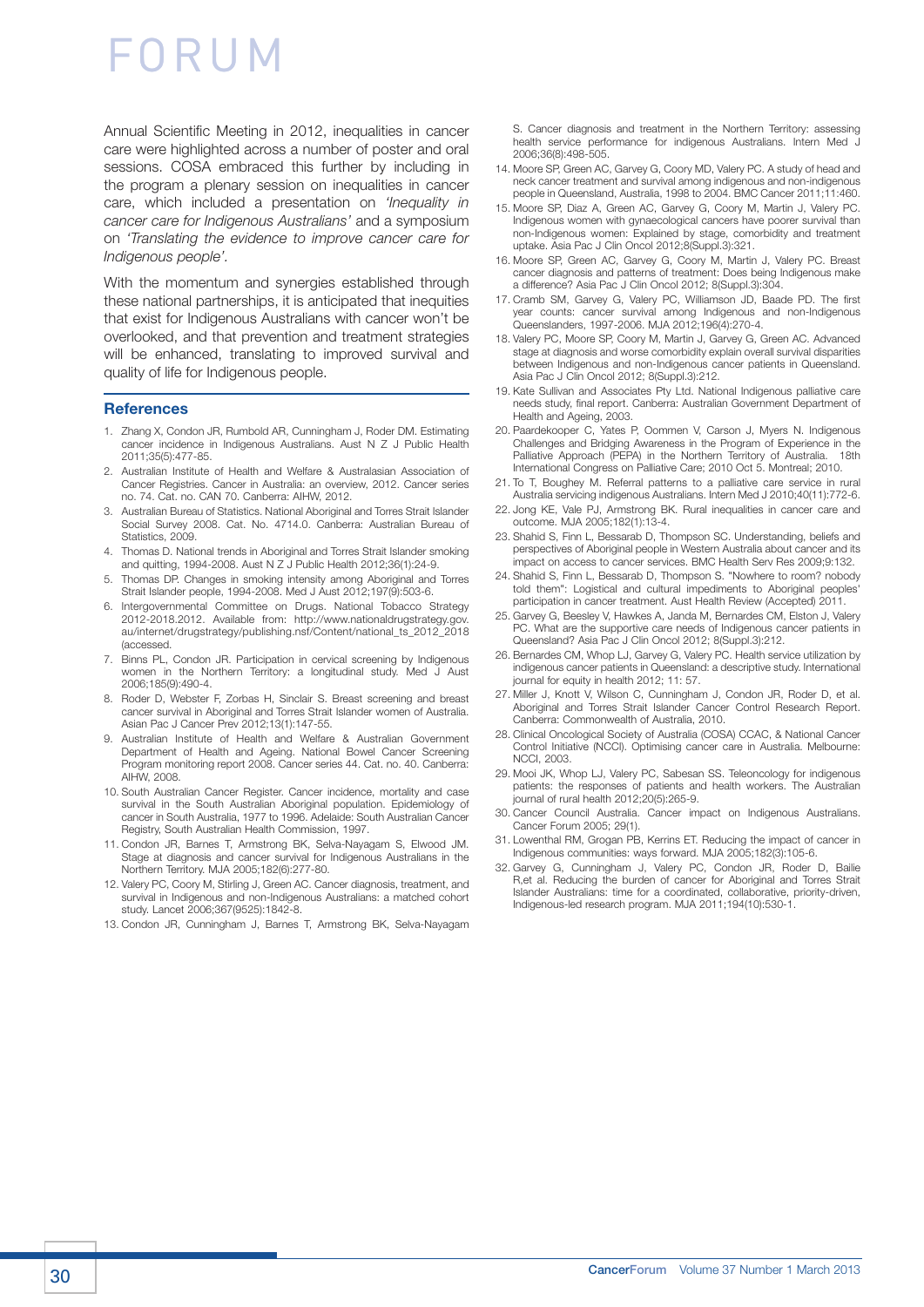Annual Scientific Meeting in 2012, inequalities in cancer care were highlighted across a number of poster and oral sessions. COSA embraced this further by including in the program a plenary session on inequalities in cancer care, which included a presentation on *'Inequality in cancer care for Indigenous Australians'* and a symposium on *'Translating the evidence to improve cancer care for Indigenous people'.*

With the momentum and synergies established through these national partnerships, it is anticipated that inequities that exist for Indigenous Australians with cancer won't be overlooked, and that prevention and treatment strategies will be enhanced, translating to improved survival and quality of life for Indigenous people.

## References

1. Zhang X, Condon JR, Rumbold AR, Cunningham J, Roder DM. Estimating cancer incidence in Indigenous Australians. Aust N Z J Public Health 2011;35(5):477-85.
2. Australian Institute of Health and Welfare & Australasian Association of Cancer Registries. Cancer in Australia: an overview, 2012. Cancer series no. 74. Cat. no. CAN 70. Canberra: AIHW, 2012.
3. Australian Bureau of Statistics. National Aboriginal and Torres Strait Islander Social Survey 2008. Cat. No. 4714.0. Canberra: Australian Bureau of Statistics, 2009.
4. Thomas D. National trends in Aboriginal and Torres Strait Islander smoking and quitting, 1994-2008. Aust N Z J Public Health 2012;36(1):24-9.
5. Thomas DP. Changes in smoking intensity among Aboriginal and Torres Strait Islander people, 1994-2008. Med J Aust 2012;197(9):503-6.
6. Intergovernmental Committee on Drugs. National Tobacco Strategy 2012-2018.2012. Available from: http://www.nationaldrugstrategy.gov.au/internet/drugstrategy/publishing.nsf/Content/national_ts_2012_2018 (accessed.
7. Binns PL, Condon JR. Participation in cervical screening by Indigenous women in the Northern Territory: a longitudinal study. Med J Aust 2006;185(9):490-4.
8. Roder D, Webster F, Zorbas H, Sinclair S. Breast screening and breast cancer survival in Aboriginal and Torres Strait Islander women of Australia. Asian Pac J Cancer Prev 2012;13(1):147-55.
9. Australian Institute of Health and Welfare & Australian Government Department of Health and Ageing. National Bowel Cancer Screening Program monitoring report 2008. Cancer series 44. Cat. no. 40. Canberra: AIHW, 2008.
10. South Australian Cancer Register. Cancer incidence, mortality and case survival in the South Australian Aboriginal population. Epidemiology of cancer in South Australia, 1977 to 1996. Adelaide: South Australian Cancer Registry, South Australian Health Commission, 1997.
11. Condon JR, Barnes T, Armstrong BK, Selva-Nayagam S, Elwood JM. Stage at diagnosis and cancer survival for Indigenous Australians in the Northern Territory. MJA 2005;182(6):277-80.
12. Valery PC, Coory M, Stirling J, Green AC. Cancer diagnosis, treatment, and survival in Indigenous and non-Indigenous Australians: a matched cohort study. Lancet 2006;367(9525):1842-8.
13. Condon JR, Cunningham J, Barnes T, Armstrong BK, Selva-Nayagam S. Cancer diagnosis and treatment in the Northern Territory: assessing health service performance for indigenous Australians. Intern Med J 2006;36(8):498-505.
14. Moore SP, Green AC, Garvey G, Coory MD, Valery PC. A study of head and neck cancer treatment and survival among indigenous and non-indigenous people in Queensland, Australia, 1998 to 2004. BMC Cancer 2011;11:460.
15. Moore SP, Diaz A, Green AC, Garvey G, Coory M, Martin J, Valery PC. Indigenous women with gynaecological cancers have poorer survival than non-Indigenous women: Explained by stage, comorbidity and treatment uptake. Asia Pac J Clin Oncol 2012;8(Suppl.3):321.
16. Moore SP, Green AC, Garvey G, Coory M, Martin J, Valery PC. Breast cancer diagnosis and patterns of treatment: Does being Indigenous make a difference? Asia Pac J Clin Oncol 2012; 8(Suppl.3):304.
17. Cramb SM, Garvey G, Valery PC, Williamson JD, Baade PD. The first year counts: cancer survival among Indigenous and non-Indigenous Queenslanders, 1997-2006. MJA 2012;196(4):270-4.
18. Valery PC, Moore SP, Coory M, Martin J, Garvey G, Green AC. Advanced stage at diagnosis and worse comorbidity explain overall survival disparities between Indigenous and non-Indigenous cancer patients in Queensland. Asia Pac J Clin Oncol 2012; 8(Suppl.3):212.
19. Kate Sullivan and Associates Pty Ltd. National Indigenous palliative care needs study, final report. Canberra: Australian Government Department of Health and Ageing, 2003.
20. Paardekooper C, Yates P, Oommen V, Carson J, Myers N. Indigenous Challenges and Bridging Awareness in the Program of Experience in the Palliative Approach (PEPA) in the Northern Territory of Australia. 18th International Congress on Palliative Care; 2010 Oct 5. Montreal; 2010.
21. To T, Boughey M. Referral patterns to a palliative care service in rural Australia servicing indigenous Australians. Intern Med J 2010;40(11):772-6.
22. Jong KE, Vale PJ, Armstrong BK. Rural inequalities in cancer care and outcome. MJA 2005;182(1):13-4.
23. Shahid S, Finn L, Bessarab D, Thompson SC. Understanding, beliefs and perspectives of Aboriginal people in Western Australia about cancer and its impact on access to cancer services. BMC Health Serv Res 2009;9:132.
24. Shahid S, Finn L, Bessarab D, Thompson S. "Nowhere to room? nobody told them": Logistical and cultural impediments to Aboriginal peoples' participation in cancer treatment. Aust Health Review (Accepted) 2011.
25. Garvey G, Beesley V, Hawkes A, Janda M, Bernardes CM, Elston J, Valery PC. What are the supportive care needs of Indigenous cancer patients in Queensland? Asia Pac J Clin Oncol 2012; 8(Suppl.3):212.
26. Bernardes CM, Whop LJ, Garvey G, Valery PC. Health service utilization by indigenous cancer patients in Queensland: a descriptive study. International journal for equity in health 2012; 11: 57.
27. Miller J, Knott V, Wilson C, Cunningham J, Condon JR, Roder D, et al. Aboriginal and Torres Strait Islander Cancer Control Research Report. Canberra: Commonwealth of Australia, 2010.
28. Clinical Oncological Society of Australia (COSA) CCAC, & National Cancer Control Initiative (NCCI). Optimising cancer care in Australia. Melbourne: NCCI, 2003.
29. Mooi JK, Whop LJ, Valery PC, Sabesan SS. Teleoncology for indigenous patients: the responses of patients and health workers. The Australian journal of rural health 2012;20(5):265-9.
30. Cancer Council Australia. Cancer impact on Indigenous Australians. Cancer Forum 2005; 29(1).
31. Lowenthal RM, Grogan PB, Kerrins ET. Reducing the impact of cancer in Indigenous communities: ways forward. MJA 2005;182(3):105-6.
32. Garvey G, Cunningham J, Valery PC, Condon JR, Roder D, Bailie R,et al. Reducing the burden of cancer for Aboriginal and Torres Strait Islander Australians: time for a coordinated, collaborative, priority-driven, Indigenous-led research program. MJA 2011;194(10):530-1.